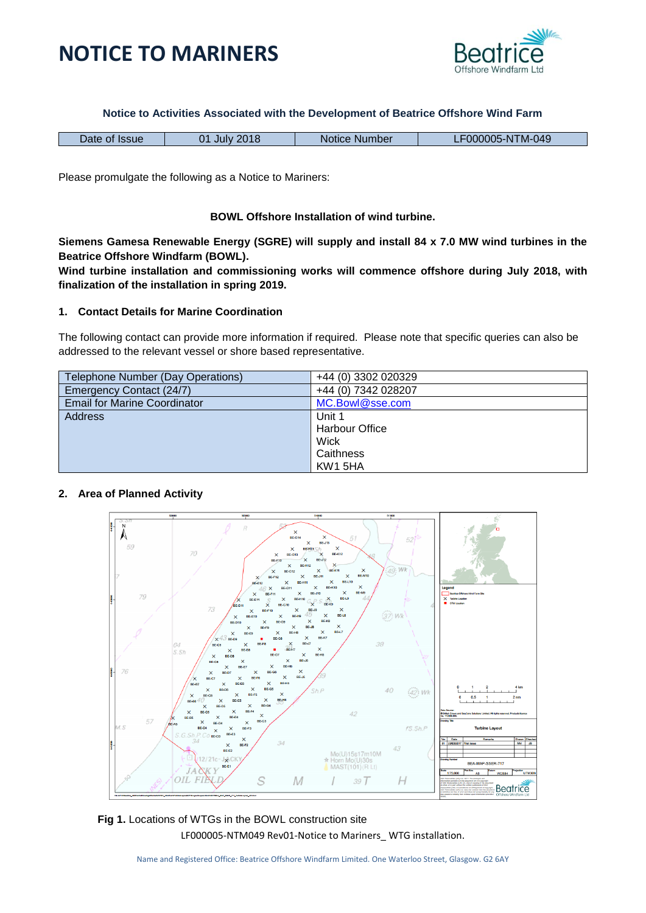# NOTICE TO MARINERS

**Notice to Activities Associated with the Development of Beatrice Offshore Wind Farm**

| Date of Issue | 01 July 2018 | Notice Number | LF000005-NTM-049 |
|---|---|---|---|

Please promulgate the following as a Notice to Mariners:

**BOWL Offshore Installation of wind turbine.**

**Siemens Gamesa Renewable Energy (SGRE) will supply and install 84 x 7.0 MW wind turbines in the Beatrice Offshore Windfarm (BOWL).**
**Wind turbine installation and commissioning works will commence offshore during July 2018, with finalization of the installation in spring 2019.**

## 1. Contact Details for Marine Coordination

The following contact can provide more information if required. Please note that specific queries can also be addressed to the relevant vessel or shore based representative.

| | |
|---|---|
| Telephone Number (Day Operations) | +44 (0) 3302 020329 |
| Emergency Contact (24/7) | +44 (0) 7342 028207 |
| Email for Marine Coordinator | MC.Bowl@sse.com |
| Address | Unit 1<br>Harbour Office<br>Wick<br>Caithness<br>KW1 5HA |

## 2. Area of Planned Activity

**Fig 1.** Locations of WTGs in the BOWL construction site

LF000005-NTM049 Rev01-Notice to Mariners_ WTG installation.

Name and Registered Office: Beatrice Offshore Windfarm Limited. One Waterloo Street, Glasgow. G2 6AY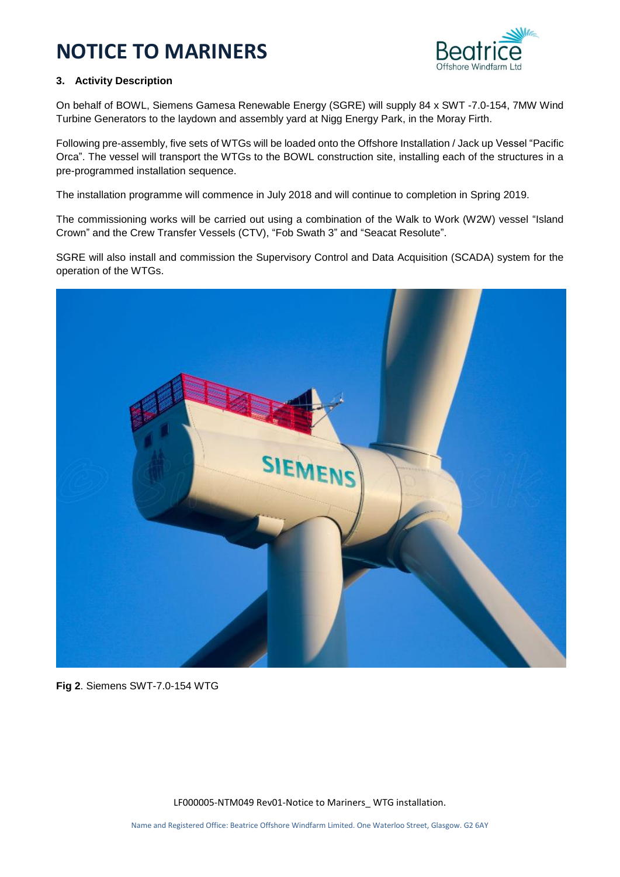# NOTICE TO MARINERS

### 3. Activity Description

On behalf of BOWL, Siemens Gamesa Renewable Energy (SGRE) will supply 84 x SWT -7.0-154, 7MW Wind Turbine Generators to the laydown and assembly yard at Nigg Energy Park, in the Moray Firth.

Following pre-assembly, five sets of WTGs will be loaded onto the Offshore Installation / Jack up Vessel "Pacific Orca". The vessel will transport the WTGs to the BOWL construction site, installing each of the structures in a pre-programmed installation sequence.

The installation programme will commence in July 2018 and will continue to completion in Spring 2019.

The commissioning works will be carried out using a combination of the Walk to Work (W2W) vessel "Island Crown" and the Crew Transfer Vessels (CTV), "Fob Swath 3" and "Seacat Resolute".

SGRE will also install and commission the Supervisory Control and Data Acquisition (SCADA) system for the operation of the WTGs.

**Fig 2**. Siemens SWT-7.0-154 WTG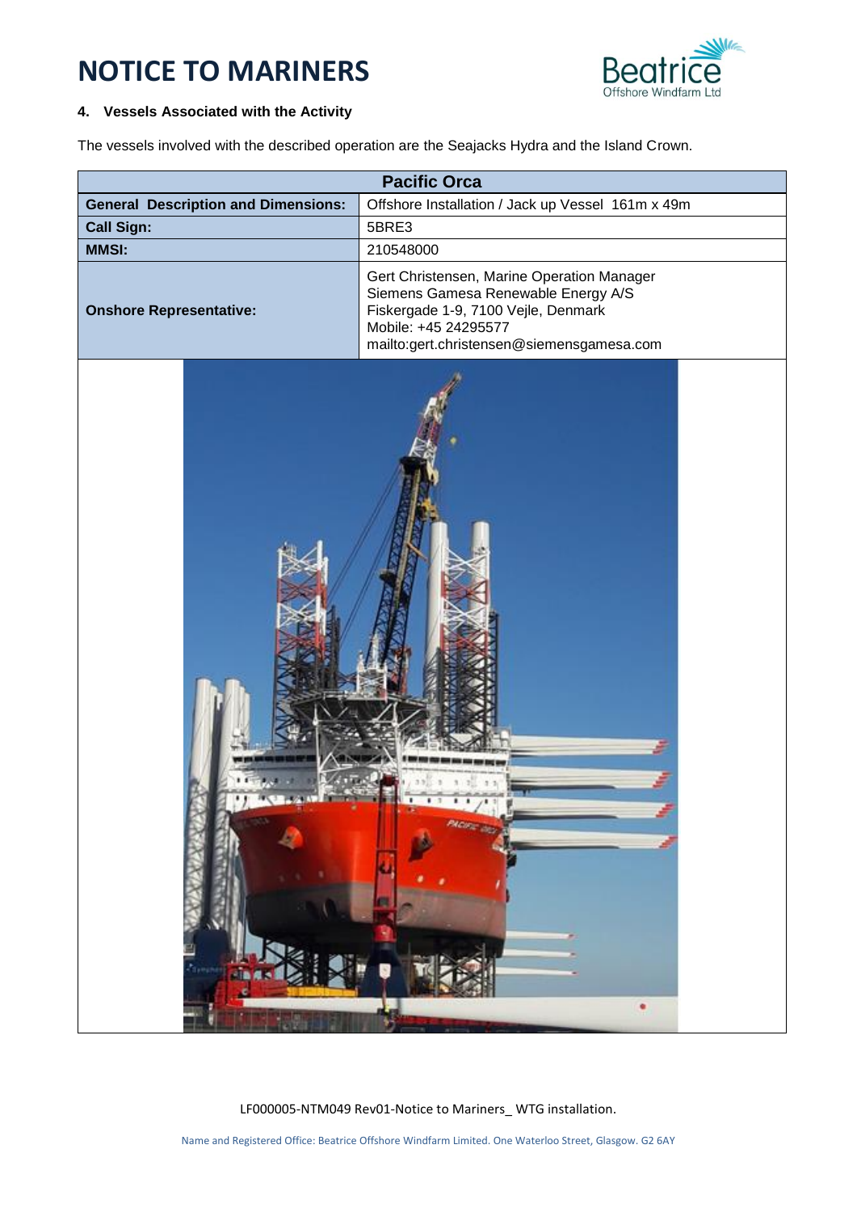# NOTICE TO MARINERS

### 4. Vessels Associated with the Activity

The vessels involved with the described operation are the Seajacks Hydra and the Island Crown.

| Pacific Orca | |
|---|---|
| **General Description and Dimensions:** | Offshore Installation / Jack up Vessel 161m x 49m |
| **Call Sign:** | 5BRE3 |
| **MMSI:** | 210548000 |
| **Onshore Representative:** | Gert Christensen, Marine Operation Manager<br>Siemens Gamesa Renewable Energy A/S<br>Fiskergade 1-9, 7100 Vejle, Denmark<br>Mobile: +45 24295577<br>mailto:gert.christensen@siemensgamesa.com |

LF000005-NTM049 Rev01-Notice to Mariners_ WTG installation.

Name and Registered Office: Beatrice Offshore Windfarm Limited. One Waterloo Street, Glasgow. G2 6AY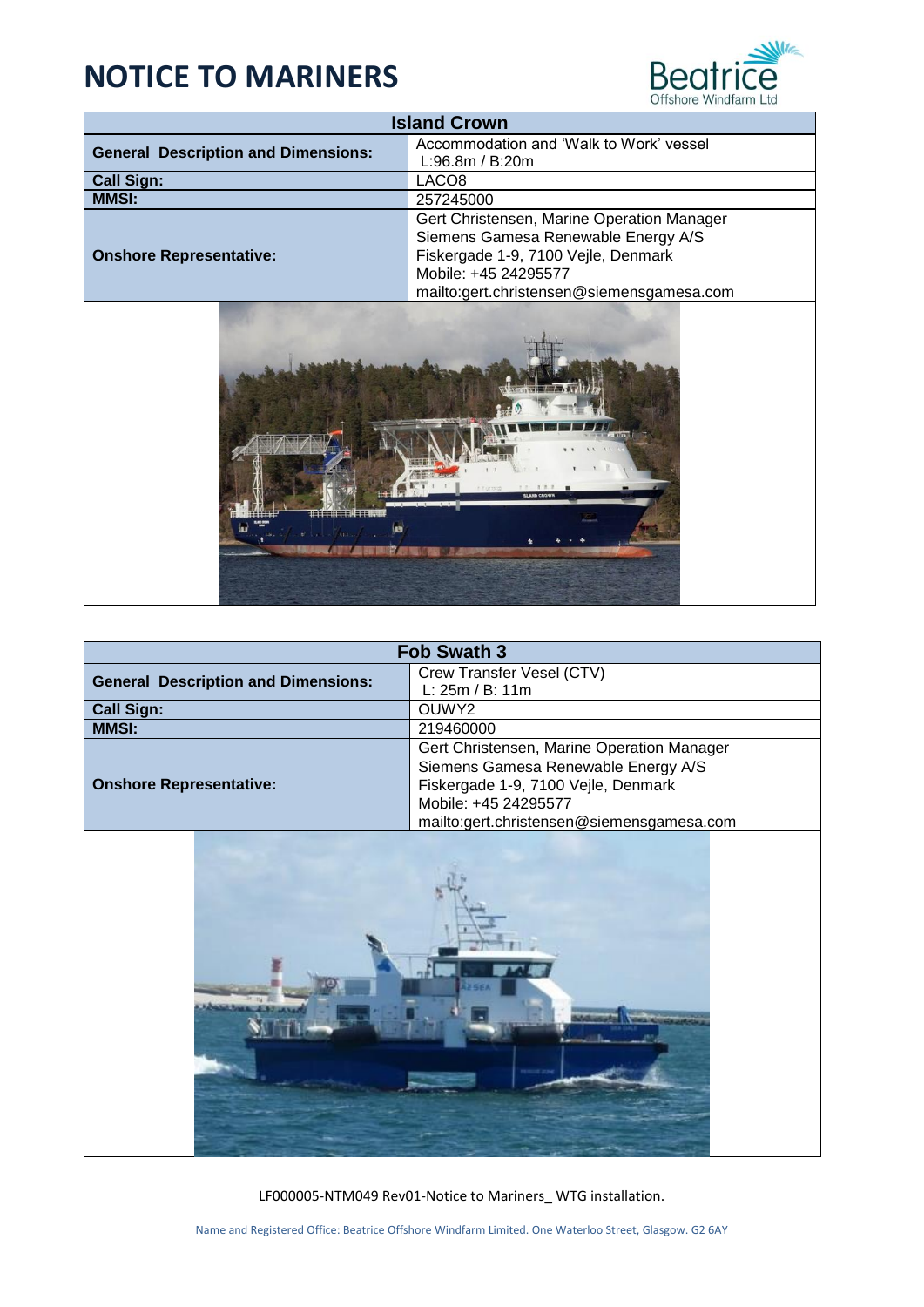# NOTICE TO MARINERS

| Island Crown | |
|---|---|
| **General Description and Dimensions:** | Accommodation and 'Walk to Work' vessel<br>L:96.8m / B:20m |
| **Call Sign:** | LACO8 |
| **MMSI:** | 257245000 |
| **Onshore Representative:** | Gert Christensen, Marine Operation Manager<br>Siemens Gamesa Renewable Energy A/S<br>Fiskergade 1-9, 7100 Vejle, Denmark<br>Mobile: +45 24295577<br>mailto:gert.christensen@siemensgamesa.com |

| Fob Swath 3 | |
|---|---|
| **General Description and Dimensions:** | Crew Transfer Vesel (CTV)<br>L: 25m / B: 11m |
| **Call Sign:** | OUWY2 |
| **MMSI:** | 219460000 |
| **Onshore Representative:** | Gert Christensen, Marine Operation Manager<br>Siemens Gamesa Renewable Energy A/S<br>Fiskergade 1-9, 7100 Vejle, Denmark<br>Mobile: +45 24295577<br>mailto:gert.christensen@siemensgamesa.com |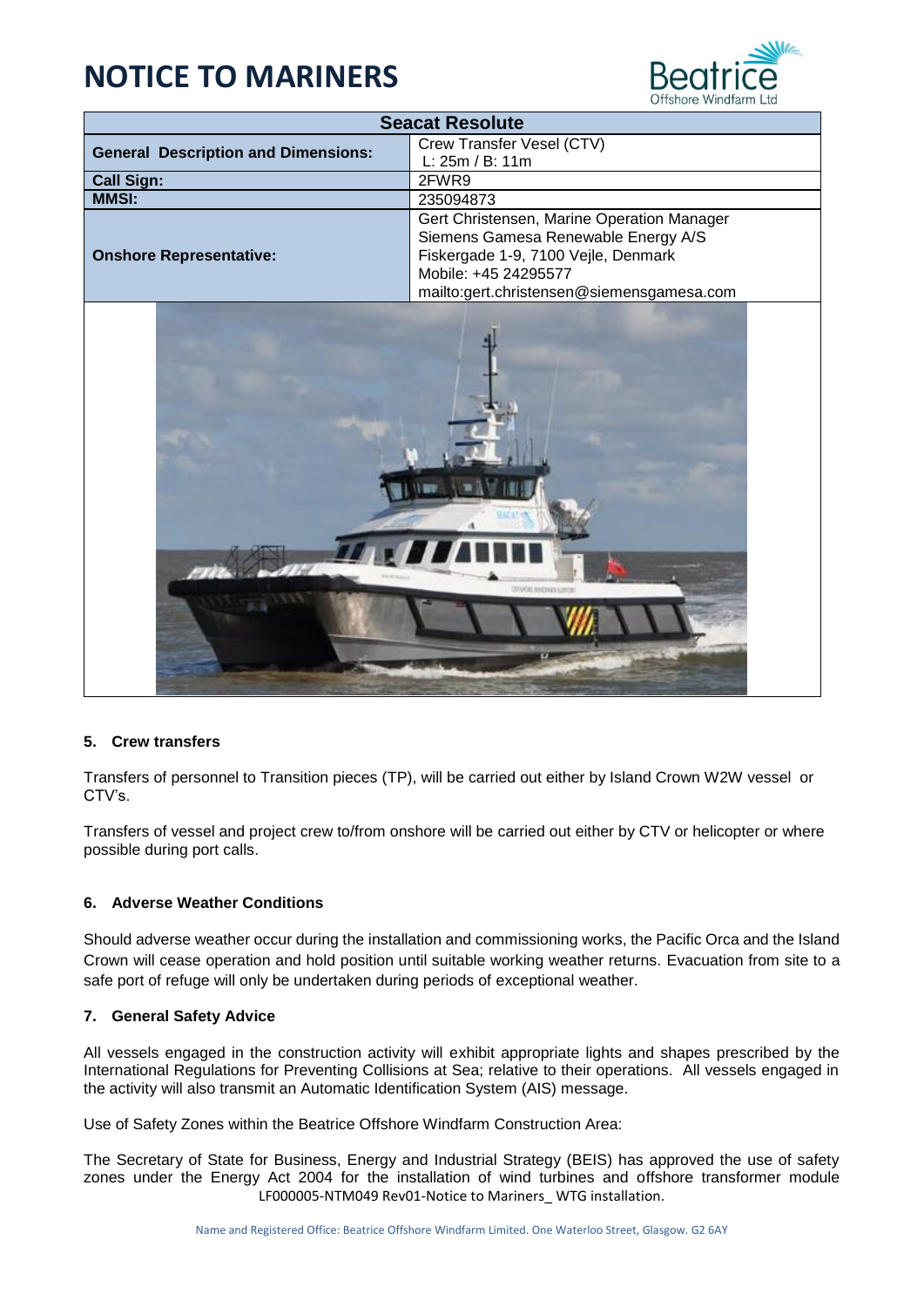| Seacat Resolute | |
|---|---|
| **General Description and Dimensions:** | Crew Transfer Vessel (CTV)<br>L: 25m / B: 11m |
| **Call Sign:** | 2FWR9 |
| **MMSI:** | 235094873 |
| **Onshore Representative:** | Gert Christensen, Marine Operation Manager<br>Siemens Gamesa Renewable Energy A/S<br>Fiskergade 1-9, 7100 Vejle, Denmark<br>Mobile: +45 24295577<br>mailto:gert.christensen@siemensgamesa.com |

### 5. Crew transfers

Transfers of personnel to Transition pieces (TP), will be carried out either by Island Crown W2W vessel or CTV's.

Transfers of vessel and project crew to/from onshore will be carried out either by CTV or helicopter or where possible during port calls.

### 6. Adverse Weather Conditions

Should adverse weather occur during the installation and commissioning works, the Pacific Orca and the Island Crown will cease operation and hold position until suitable working weather returns. Evacuation from site to a safe port of refuge will only be undertaken during periods of exceptional weather.

### 7. General Safety Advice

All vessels engaged in the construction activity will exhibit appropriate lights and shapes prescribed by the International Regulations for Preventing Collisions at Sea; relative to their operations. All vessels engaged in the activity will also transmit an Automatic Identification System (AIS) message.

Use of Safety Zones within the Beatrice Offshore Windfarm Construction Area:

The Secretary of State for Business, Energy and Industrial Strategy (BEIS) has approved the use of safety zones under the Energy Act 2004 for the installation of wind turbines and offshore transformer module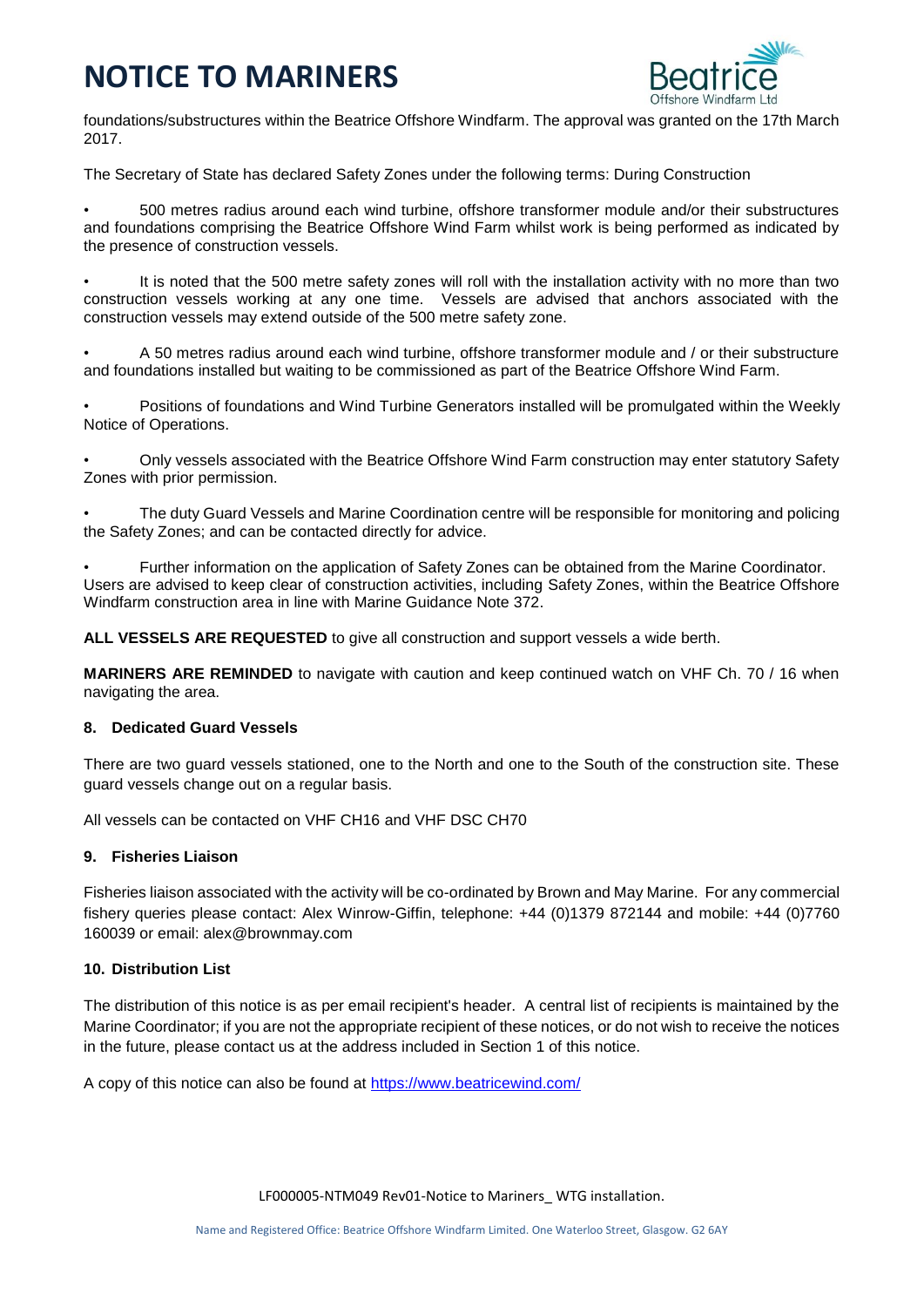foundations/substructures within the Beatrice Offshore Windfarm. The approval was granted on the 17th March 2017.

The Secretary of State has declared Safety Zones under the following terms: During Construction

- 500 metres radius around each wind turbine, offshore transformer module and/or their substructures and foundations comprising the Beatrice Offshore Wind Farm whilst work is being performed as indicated by the presence of construction vessels.
- It is noted that the 500 metre safety zones will roll with the installation activity with no more than two construction vessels working at any one time. Vessels are advised that anchors associated with the construction vessels may extend outside of the 500 metre safety zone.
- A 50 metres radius around each wind turbine, offshore transformer module and / or their substructure and foundations installed but waiting to be commissioned as part of the Beatrice Offshore Wind Farm.
- Positions of foundations and Wind Turbine Generators installed will be promulgated within the Weekly Notice of Operations.
- Only vessels associated with the Beatrice Offshore Wind Farm construction may enter statutory Safety Zones with prior permission.
- The duty Guard Vessels and Marine Coordination centre will be responsible for monitoring and policing the Safety Zones; and can be contacted directly for advice.
- Further information on the application of Safety Zones can be obtained from the Marine Coordinator.

Users are advised to keep clear of construction activities, including Safety Zones, within the Beatrice Offshore Windfarm construction area in line with Marine Guidance Note 372.

**ALL VESSELS ARE REQUESTED** to give all construction and support vessels a wide berth.

**MARINERS ARE REMINDED** to navigate with caution and keep continued watch on VHF Ch. 70 / 16 when navigating the area.

### 8. Dedicated Guard Vessels

There are two guard vessels stationed, one to the North and one to the South of the construction site. These guard vessels change out on a regular basis.

All vessels can be contacted on VHF CH16 and VHF DSC CH70

### 9. Fisheries Liaison

Fisheries liaison associated with the activity will be co-ordinated by Brown and May Marine. For any commercial fishery queries please contact: Alex Winrow-Giffin, telephone: +44 (0)1379 872144 and mobile: +44 (0)7760 160039 or email: alex@brownmay.com

### 10. Distribution List

The distribution of this notice is as per email recipient's header. A central list of recipients is maintained by the Marine Coordinator; if you are not the appropriate recipient of these notices, or do not wish to receive the notices in the future, please contact us at the address included in Section 1 of this notice.

A copy of this notice can also be found at https://www.beatricewind.com/